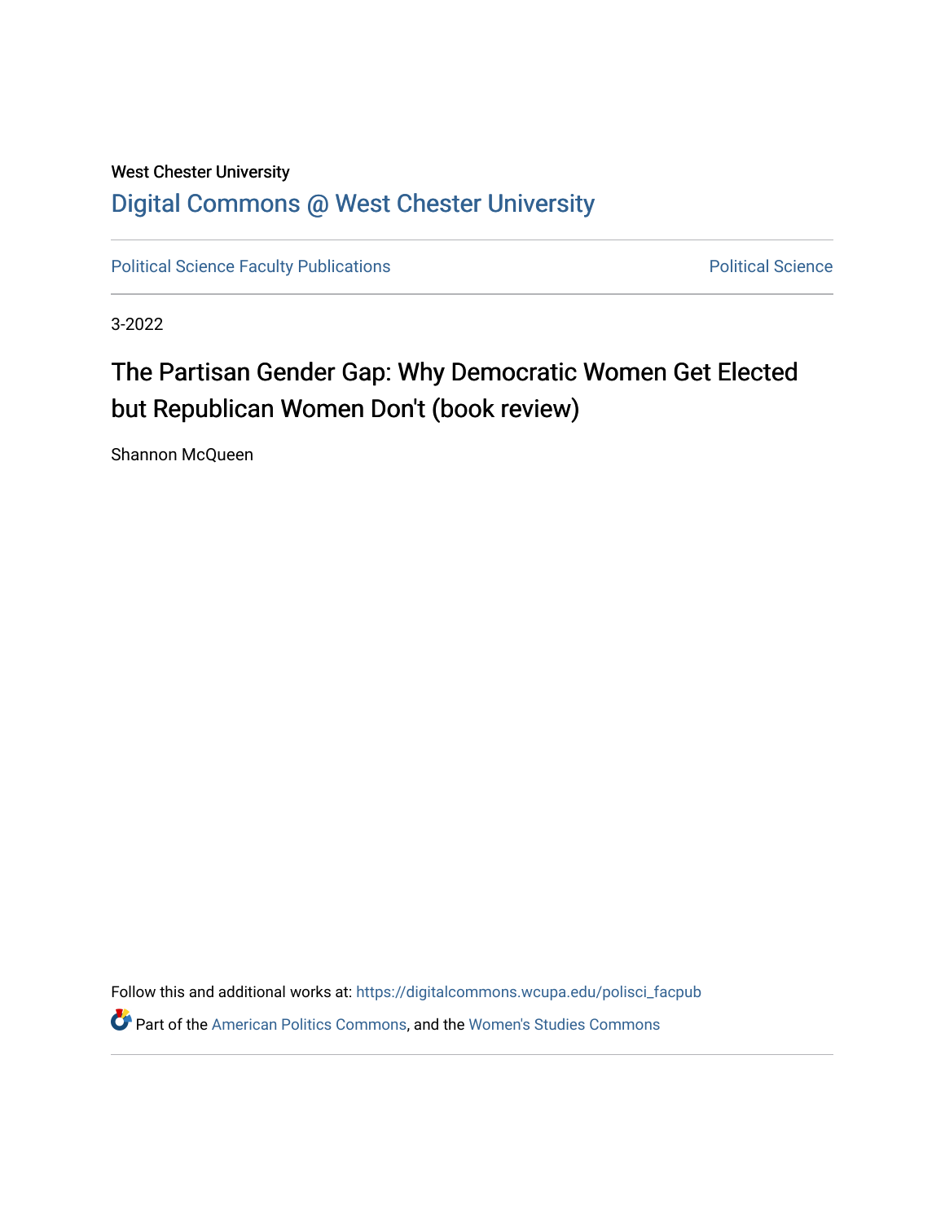West Chester University

# Digital Commons @ West Chester University

Political Science Faculty Publications | Political Science

3-2022

# The Partisan Gender Gap: Why Democratic Women Get Elected but Republican Women Don't (book review)

Shannon McQueen

Follow this and additional works at: https://digitalcommons.wcupa.edu/polisci_facpub

Part of the American Politics Commons, and the Women's Studies Commons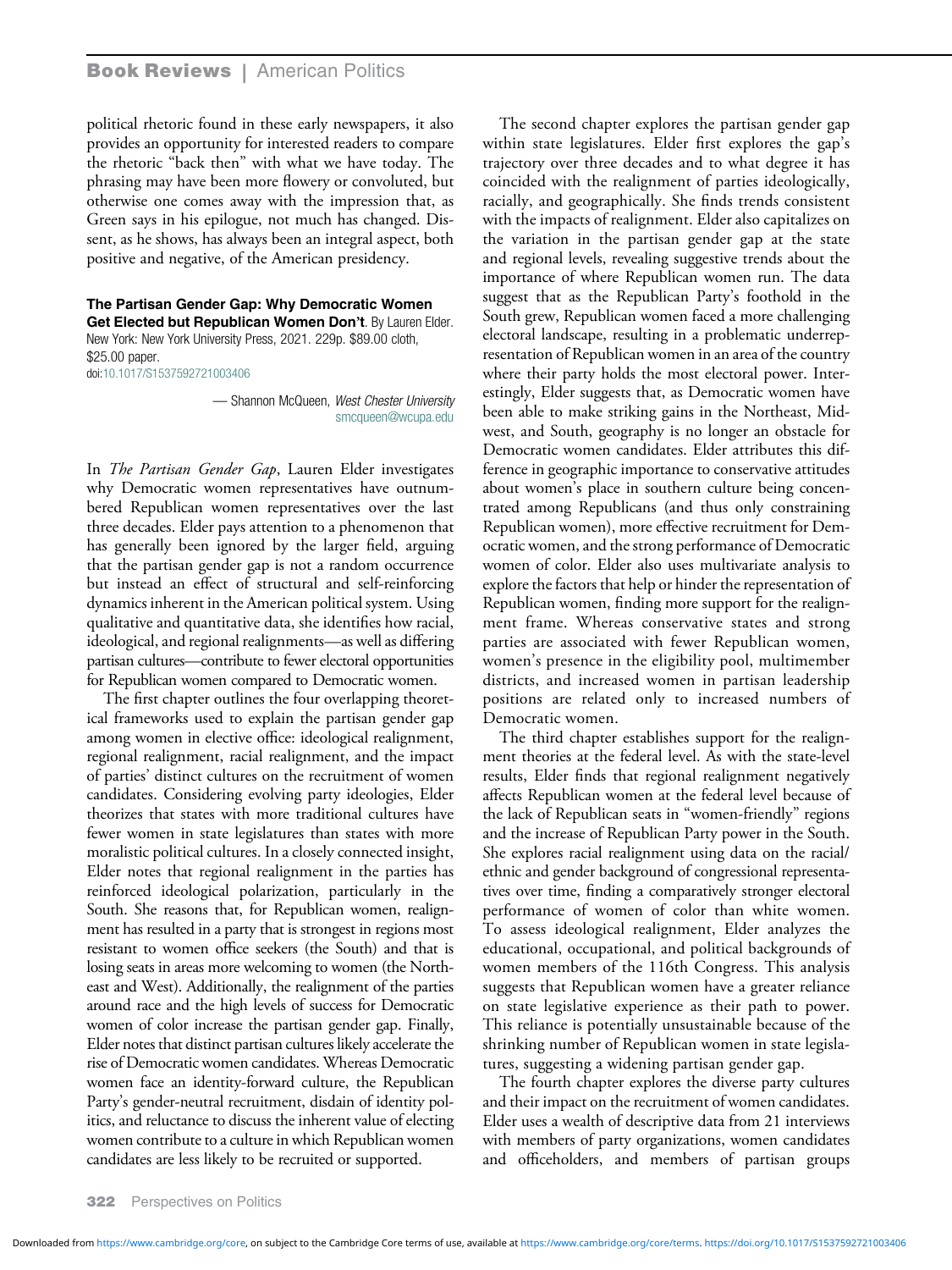political rhetoric found in these early newspapers, it also provides an opportunity for interested readers to compare the rhetoric "back then" with what we have today. The phrasing may have been more flowery or convoluted, but otherwise one comes away with the impression that, as Green says in his epilogue, not much has changed. Dissent, as he shows, has always been an integral aspect, both positive and negative, of the American presidency.

**The Partisan Gender Gap: Why Democratic Women Get Elected but Republican Women Don't**. By Lauren Elder. New York: New York University Press, 2021. 229p. $89.00 cloth, $25.00 paper.
doi:10.1017/S1537592721003406

— Shannon McQueen, *West Chester University*
smcqueen@wcupa.edu

In *The Partisan Gender Gap*, Lauren Elder investigates why Democratic women representatives have outnumbered Republican women representatives over the last three decades. Elder pays attention to a phenomenon that has generally been ignored by the larger field, arguing that the partisan gender gap is not a random occurrence but instead an effect of structural and self-reinforcing dynamics inherent in the American political system. Using qualitative and quantitative data, she identifies how racial, ideological, and regional realignments—as well as differing partisan cultures—contribute to fewer electoral opportunities for Republican women compared to Democratic women.

The first chapter outlines the four overlapping theoretical frameworks used to explain the partisan gender gap among women in elective office: ideological realignment, regional realignment, racial realignment, and the impact of parties' distinct cultures on the recruitment of women candidates. Considering evolving party ideologies, Elder theorizes that states with more traditional cultures have fewer women in state legislatures than states with more moralistic political cultures. In a closely connected insight, Elder notes that regional realignment in the parties has reinforced ideological polarization, particularly in the South. She reasons that, for Republican women, realignment has resulted in a party that is strongest in regions most resistant to women office seekers (the South) and that is losing seats in areas more welcoming to women (the Northeast and West). Additionally, the realignment of the parties around race and the high levels of success for Democratic women of color increase the partisan gender gap. Finally, Elder notes that distinct partisan cultures likely accelerate the rise of Democratic women candidates. Whereas Democratic women face an identity-forward culture, the Republican Party's gender-neutral recruitment, disdain of identity politics, and reluctance to discuss the inherent value of electing women contribute to a culture in which Republican women candidates are less likely to be recruited or supported.

The second chapter explores the partisan gender gap within state legislatures. Elder first explores the gap's trajectory over three decades and to what degree it has coincided with the realignment of parties ideologically, racially, and geographically. She finds trends consistent with the impacts of realignment. Elder also capitalizes on the variation in the partisan gender gap at the state and regional levels, revealing suggestive trends about the importance of where Republican women run. The data suggest that as the Republican Party's foothold in the South grew, Republican women faced a more challenging electoral landscape, resulting in a problematic underrepresentation of Republican women in an area of the country where their party holds the most electoral power. Interestingly, Elder suggests that, as Democratic women have been able to make striking gains in the Northeast, Midwest, and South, geography is no longer an obstacle for Democratic women candidates. Elder attributes this difference in geographic importance to conservative attitudes about women's place in southern culture being concentrated among Republicans (and thus only constraining Republican women), more effective recruitment for Democratic women, and the strong performance of Democratic women of color. Elder also uses multivariate analysis to explore the factors that help or hinder the representation of Republican women, finding more support for the realignment frame. Whereas conservative states and strong parties are associated with fewer Republican women, women's presence in the eligibility pool, multimember districts, and increased women in partisan leadership positions are related only to increased numbers of Democratic women.

The third chapter establishes support for the realignment theories at the federal level. As with the state-level results, Elder finds that regional realignment negatively affects Republican women at the federal level because of the lack of Republican seats in "women-friendly" regions and the increase of Republican Party power in the South. She explores racial realignment using data on the racial/ethnic and gender background of congressional representatives over time, finding a comparatively stronger electoral performance of women of color than white women. To assess ideological realignment, Elder analyzes the educational, occupational, and political backgrounds of women members of the 116th Congress. This analysis suggests that Republican women have a greater reliance on state legislative experience as their path to power. This reliance is potentially unsustainable because of the shrinking number of Republican women in state legislatures, suggesting a widening partisan gender gap.

The fourth chapter explores the diverse party cultures and their impact on the recruitment of women candidates. Elder uses a wealth of descriptive data from 21 interviews with members of party organizations, women candidates and officeholders, and members of partisan groups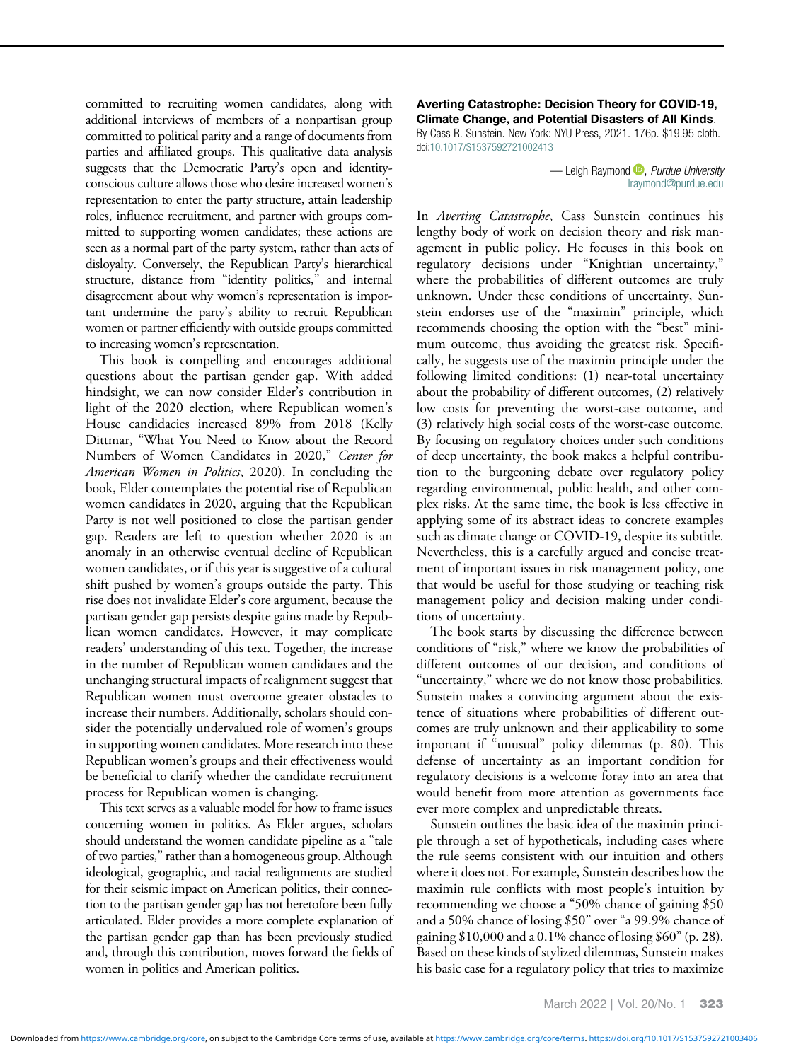committed to recruiting women candidates, along with additional interviews of members of a nonpartisan group committed to political parity and a range of documents from parties and affiliated groups. This qualitative data analysis suggests that the Democratic Party's open and identity-conscious culture allows those who desire increased women's representation to enter the party structure, attain leadership roles, influence recruitment, and partner with groups committed to supporting women candidates; these actions are seen as a normal part of the party system, rather than acts of disloyalty. Conversely, the Republican Party's hierarchical structure, distance from "identity politics," and internal disagreement about why women's representation is important undermine the party's ability to recruit Republican women or partner efficiently with outside groups committed to increasing women's representation.

This book is compelling and encourages additional questions about the partisan gender gap. With added hindsight, we can now consider Elder's contribution in light of the 2020 election, where Republican women's House candidacies increased 89% from 2018 (Kelly Dittmar, "What You Need to Know about the Record Numbers of Women Candidates in 2020," *Center for American Women in Politics*, 2020). In concluding the book, Elder contemplates the potential rise of Republican women candidates in 2020, arguing that the Republican Party is not well positioned to close the partisan gender gap. Readers are left to question whether 2020 is an anomaly in an otherwise eventual decline of Republican women candidates, or if this year is suggestive of a cultural shift pushed by women's groups outside the party. This rise does not invalidate Elder's core argument, because the partisan gender gap persists despite gains made by Republican women candidates. However, it may complicate readers' understanding of this text. Together, the increase in the number of Republican women candidates and the unchanging structural impacts of realignment suggest that Republican women must overcome greater obstacles to increase their numbers. Additionally, scholars should consider the potentially undervalued role of women's groups in supporting women candidates. More research into these Republican women's groups and their effectiveness would be beneficial to clarify whether the candidate recruitment process for Republican women is changing.

This text serves as a valuable model for how to frame issues concerning women in politics. As Elder argues, scholars should understand the women candidate pipeline as a "tale of two parties," rather than a homogeneous group. Although ideological, geographic, and racial realignments are studied for their seismic impact on American politics, their connection to the partisan gender gap has not heretofore been fully articulated. Elder provides a more complete explanation of the partisan gender gap than has been previously studied and, through this contribution, moves forward the fields of women in politics and American politics.

**Averting Catastrophe: Decision Theory for COVID-19, Climate Change, and Potential Disasters of All Kinds.** By Cass R. Sunstein. New York: NYU Press, 2021. 176p. $19.95 cloth. doi:10.1017/S1537592721002413

— Leigh Raymond, *Purdue University*
lraymond@purdue.edu

In *Averting Catastrophe*, Cass Sunstein continues his lengthy body of work on decision theory and risk management in public policy. He focuses in this book on regulatory decisions under "Knightian uncertainty," where the probabilities of different outcomes are truly unknown. Under these conditions of uncertainty, Sunstein endorses use of the "maximin" principle, which recommends choosing the option with the "best" minimum outcome, thus avoiding the greatest risk. Specifically, he suggests use of the maximin principle under the following limited conditions: (1) near-total uncertainty about the probability of different outcomes, (2) relatively low costs for preventing the worst-case outcome, and (3) relatively high social costs of the worst-case outcome. By focusing on regulatory choices under such conditions of deep uncertainty, the book makes a helpful contribution to the burgeoning debate over regulatory policy regarding environmental, public health, and other complex risks. At the same time, the book is less effective in applying some of its abstract ideas to concrete examples such as climate change or COVID-19, despite its subtitle. Nevertheless, this is a carefully argued and concise treatment of important issues in risk management policy, one that would be useful for those studying or teaching risk management policy and decision making under conditions of uncertainty.

The book starts by discussing the difference between conditions of "risk," where we know the probabilities of different outcomes of our decision, and conditions of "uncertainty," where we do not know those probabilities. Sunstein makes a convincing argument about the existence of situations where probabilities of different outcomes are truly unknown and their applicability to some important if "unusual" policy dilemmas (p. 80). This defense of uncertainty as an important condition for regulatory decisions is a welcome foray into an area that would benefit from more attention as governments face ever more complex and unpredictable threats.

Sunstein outlines the basic idea of the maximin principle through a set of hypotheticals, including cases where the rule seems consistent with our intuition and others where it does not. For example, Sunstein describes how the maximin rule conflicts with most people's intuition by recommending we choose a "50% chance of gaining $50 and a 50% chance of losing $50" over "a 99.9% chance of gaining $10,000 and a 0.1% chance of losing $60" (p. 28). Based on these kinds of stylized dilemmas, Sunstein makes his basic case for a regulatory policy that tries to maximize